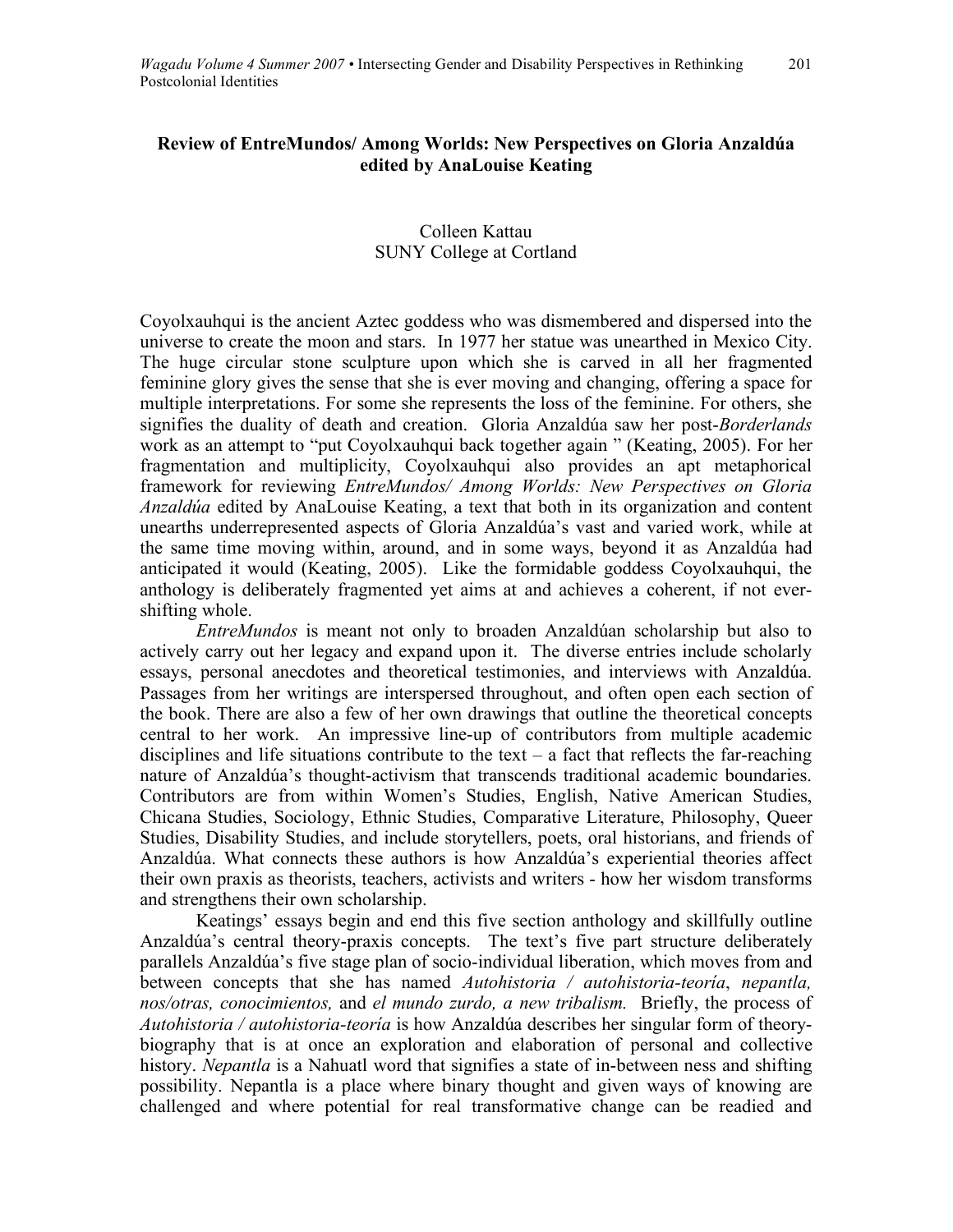**Review of EntreMundos/ Among Worlds: New Perspectives on Gloria Anzaldúa edited by AnaLouise Keating**

Colleen Kattau
SUNY College at Cortland

Coyolxauhqui is the ancient Aztec goddess who was dismembered and dispersed into the universe to create the moon and stars. In 1977 her statue was unearthed in Mexico City. The huge circular stone sculpture upon which she is carved in all her fragmented feminine glory gives the sense that she is ever moving and changing, offering a space for multiple interpretations. For some she represents the loss of the feminine. For others, she signifies the duality of death and creation. Gloria Anzaldúa saw her post-*Borderlands* work as an attempt to "put Coyolxauhqui back together again " (Keating, 2005). For her fragmentation and multiplicity, Coyolxauhqui also provides an apt metaphorical framework for reviewing *EntreMundos/ Among Worlds: New Perspectives on Gloria Anzaldúa* edited by AnaLouise Keating, a text that both in its organization and content unearths underrepresented aspects of Gloria Anzaldúa's vast and varied work, while at the same time moving within, around, and in some ways, beyond it as Anzaldúa had anticipated it would (Keating, 2005). Like the formidable goddess Coyolxauhqui, the anthology is deliberately fragmented yet aims at and achieves a coherent, if not ever-shifting whole.

*EntreMundos* is meant not only to broaden Anzaldúan scholarship but also to actively carry out her legacy and expand upon it. The diverse entries include scholarly essays, personal anecdotes and theoretical testimonies, and interviews with Anzaldúa. Passages from her writings are interspersed throughout, and often open each section of the book. There are also a few of her own drawings that outline the theoretical concepts central to her work. An impressive line-up of contributors from multiple academic disciplines and life situations contribute to the text – a fact that reflects the far-reaching nature of Anzaldúa's thought-activism that transcends traditional academic boundaries. Contributors are from within Women's Studies, English, Native American Studies, Chicana Studies, Sociology, Ethnic Studies, Comparative Literature, Philosophy, Queer Studies, Disability Studies, and include storytellers, poets, oral historians, and friends of Anzaldúa. What connects these authors is how Anzaldúa's experiential theories affect their own praxis as theorists, teachers, activists and writers - how her wisdom transforms and strengthens their own scholarship.

Keatings' essays begin and end this five section anthology and skillfully outline Anzaldúa's central theory-praxis concepts. The text's five part structure deliberately parallels Anzaldúa's five stage plan of socio-individual liberation, which moves from and between concepts that she has named *Autohistoria / autohistoria-teoría*, *nepantla, nos/otras, conocimientos,* and *el mundo zurdo, a new tribalism.* Briefly, the process of *Autohistoria / autohistoria-teoría* is how Anzaldúa describes her singular form of theory-biography that is at once an exploration and elaboration of personal and collective history. *Nepantla* is a Nahuatl word that signifies a state of in-between ness and shifting possibility. Nepantla is a place where binary thought and given ways of knowing are challenged and where potential for real transformative change can be readied and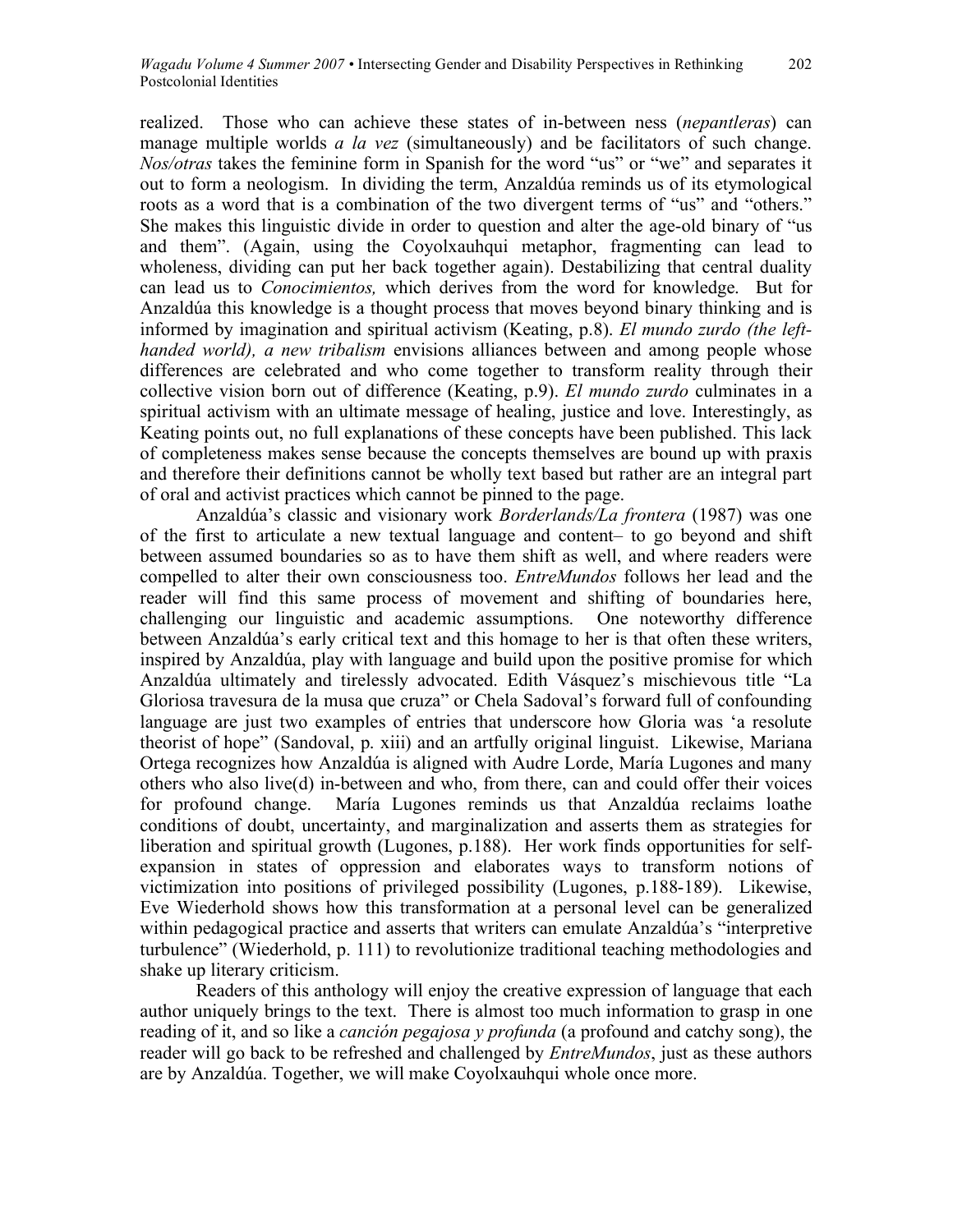realized. Those who can achieve these states of in-between ness (*nepantleras*) can manage multiple worlds *a la vez* (simultaneously) and be facilitators of such change. *Nos/otras* takes the feminine form in Spanish for the word "us" or "we" and separates it out to form a neologism. In dividing the term, Anzaldúa reminds us of its etymological roots as a word that is a combination of the two divergent terms of "us" and "others." She makes this linguistic divide in order to question and alter the age-old binary of "us and them". (Again, using the Coyolxauhqui metaphor, fragmenting can lead to wholeness, dividing can put her back together again). Destabilizing that central duality can lead us to *Conocimientos,* which derives from the word for knowledge. But for Anzaldúa this knowledge is a thought process that moves beyond binary thinking and is informed by imagination and spiritual activism (Keating, p.8). *El mundo zurdo (the left-handed world), a new tribalism* envisions alliances between and among people whose differences are celebrated and who come together to transform reality through their collective vision born out of difference (Keating, p.9). *El mundo zurdo* culminates in a spiritual activism with an ultimate message of healing, justice and love. Interestingly, as Keating points out, no full explanations of these concepts have been published. This lack of completeness makes sense because the concepts themselves are bound up with praxis and therefore their definitions cannot be wholly text based but rather are an integral part of oral and activist practices which cannot be pinned to the page.

Anzaldúa's classic and visionary work *Borderlands/La frontera* (1987) was one of the first to articulate a new textual language and content– to go beyond and shift between assumed boundaries so as to have them shift as well, and where readers were compelled to alter their own consciousness too. *EntreMundos* follows her lead and the reader will find this same process of movement and shifting of boundaries here, challenging our linguistic and academic assumptions. One noteworthy difference between Anzaldúa's early critical text and this homage to her is that often these writers, inspired by Anzaldúa, play with language and build upon the positive promise for which Anzaldúa ultimately and tirelessly advocated. Edith Vásquez's mischievous title "La Gloriosa travesura de la musa que cruza" or Chela Sadoval's forward full of confounding language are just two examples of entries that underscore how Gloria was 'a resolute theorist of hope" (Sandoval, p. xiii) and an artfully original linguist. Likewise, Mariana Ortega recognizes how Anzaldúa is aligned with Audre Lorde, María Lugones and many others who also live(d) in-between and who, from there, can and could offer their voices for profound change. María Lugones reminds us that Anzaldúa reclaims loathe conditions of doubt, uncertainty, and marginalization and asserts them as strategies for liberation and spiritual growth (Lugones, p.188). Her work finds opportunities for self-expansion in states of oppression and elaborates ways to transform notions of victimization into positions of privileged possibility (Lugones, p.188-189). Likewise, Eve Wiederhold shows how this transformation at a personal level can be generalized within pedagogical practice and asserts that writers can emulate Anzaldúa's "interpretive turbulence" (Wiederhold, p. 111) to revolutionize traditional teaching methodologies and shake up literary criticism.

Readers of this anthology will enjoy the creative expression of language that each author uniquely brings to the text. There is almost too much information to grasp in one reading of it, and so like a *canción pegajosa y profunda* (a profound and catchy song), the reader will go back to be refreshed and challenged by *EntreMundos*, just as these authors are by Anzaldúa. Together, we will make Coyolxauhqui whole once more.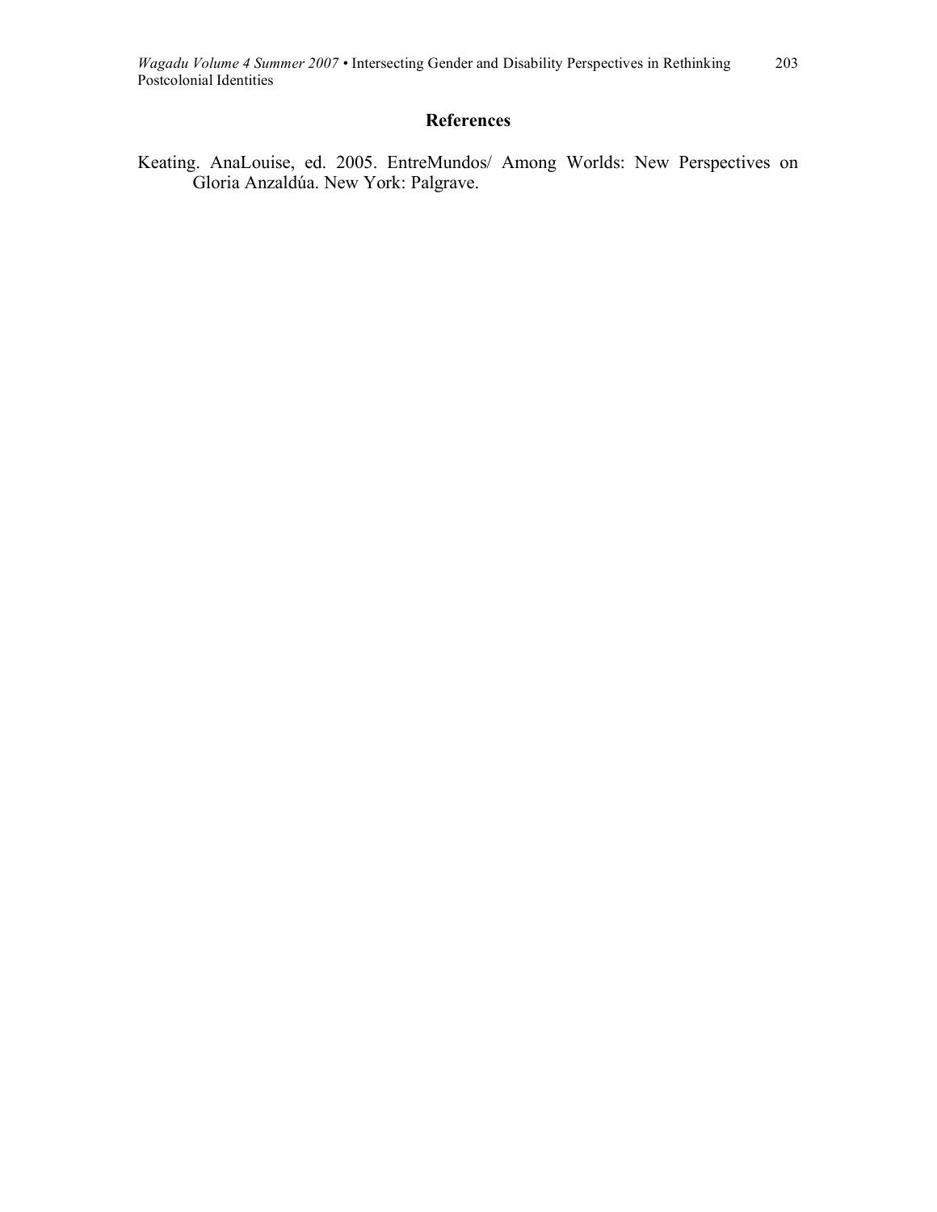## References

Keating. AnaLouise, ed. 2005. EntreMundos/ Among Worlds: New Perspectives on Gloria Anzaldúa. New York: Palgrave.